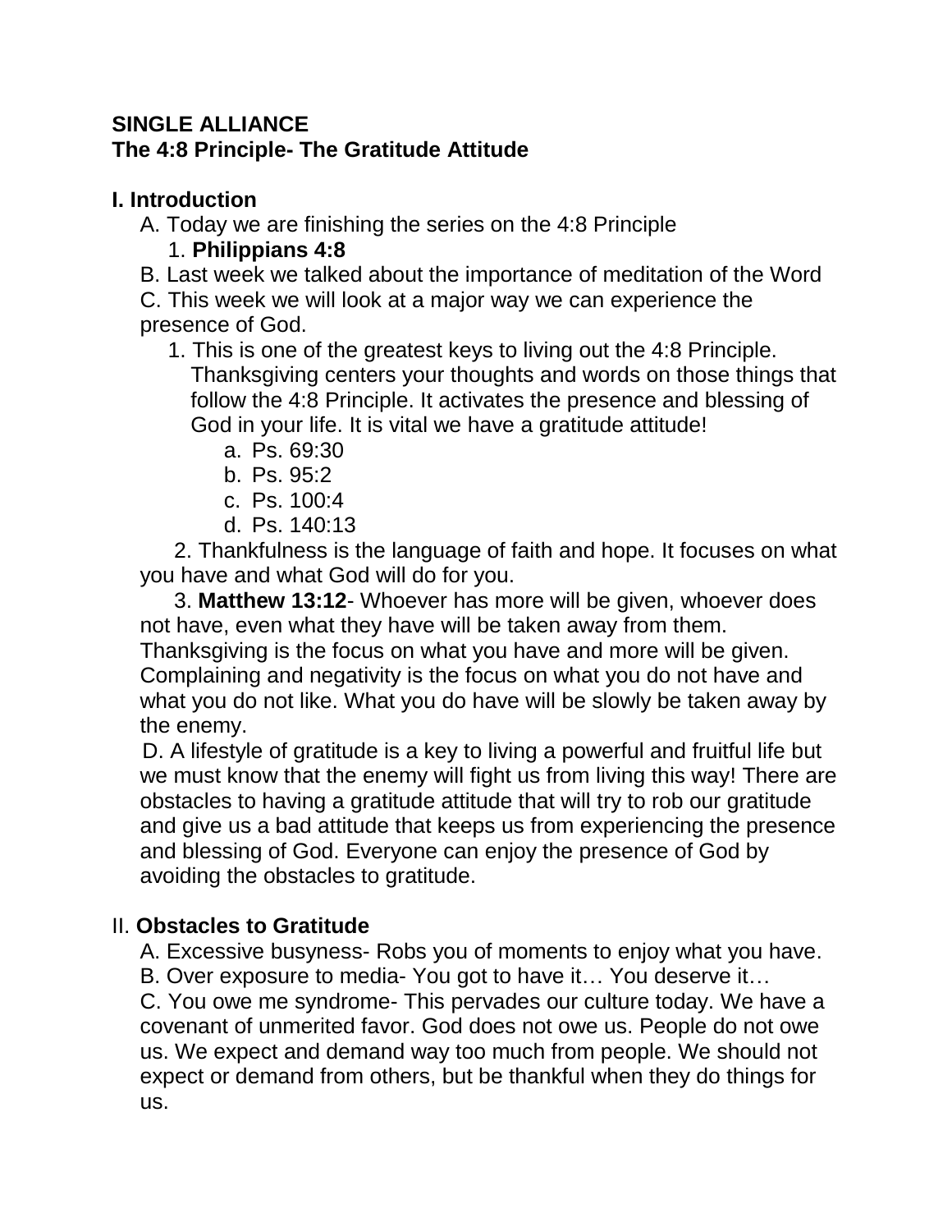**SINGLE ALLIANCE**
**The 4:8 Principle- The Gratitude Attitude**

## I. Introduction

A. Today we are finishing the series on the 4:8 Principle

1. **Philippians 4:8**

B. Last week we talked about the importance of meditation of the Word

C. This week we will look at a major way we can experience the presence of God.

1. This is one of the greatest keys to living out the 4:8 Principle. Thanksgiving centers your thoughts and words on those things that follow the 4:8 Principle. It activates the presence and blessing of God in your life. It is vital we have a gratitude attitude!
   a. Ps. 69:30
   b. Ps. 95:2
   c. Ps. 100:4
   d. Ps. 140:13

2. Thankfulness is the language of faith and hope. It focuses on what you have and what God will do for you.

3. **Matthew 13:12**- Whoever has more will be given, whoever does not have, even what they have will be taken away from them. Thanksgiving is the focus on what you have and more will be given. Complaining and negativity is the focus on what you do not have and what you do not like. What you do have will be slowly be taken away by the enemy.

D. A lifestyle of gratitude is a key to living a powerful and fruitful life but we must know that the enemy will fight us from living this way! There are obstacles to having a gratitude attitude that will try to rob our gratitude and give us a bad attitude that keeps us from experiencing the presence and blessing of God. Everyone can enjoy the presence of God by avoiding the obstacles to gratitude.

## II. **Obstacles to Gratitude**

A. Excessive busyness- Robs you of moments to enjoy what you have.

B. Over exposure to media- You got to have it… You deserve it…

C. You owe me syndrome- This pervades our culture today. We have a covenant of unmerited favor. God does not owe us. People do not owe us. We expect and demand way too much from people. We should not expect or demand from others, but be thankful when they do things for us.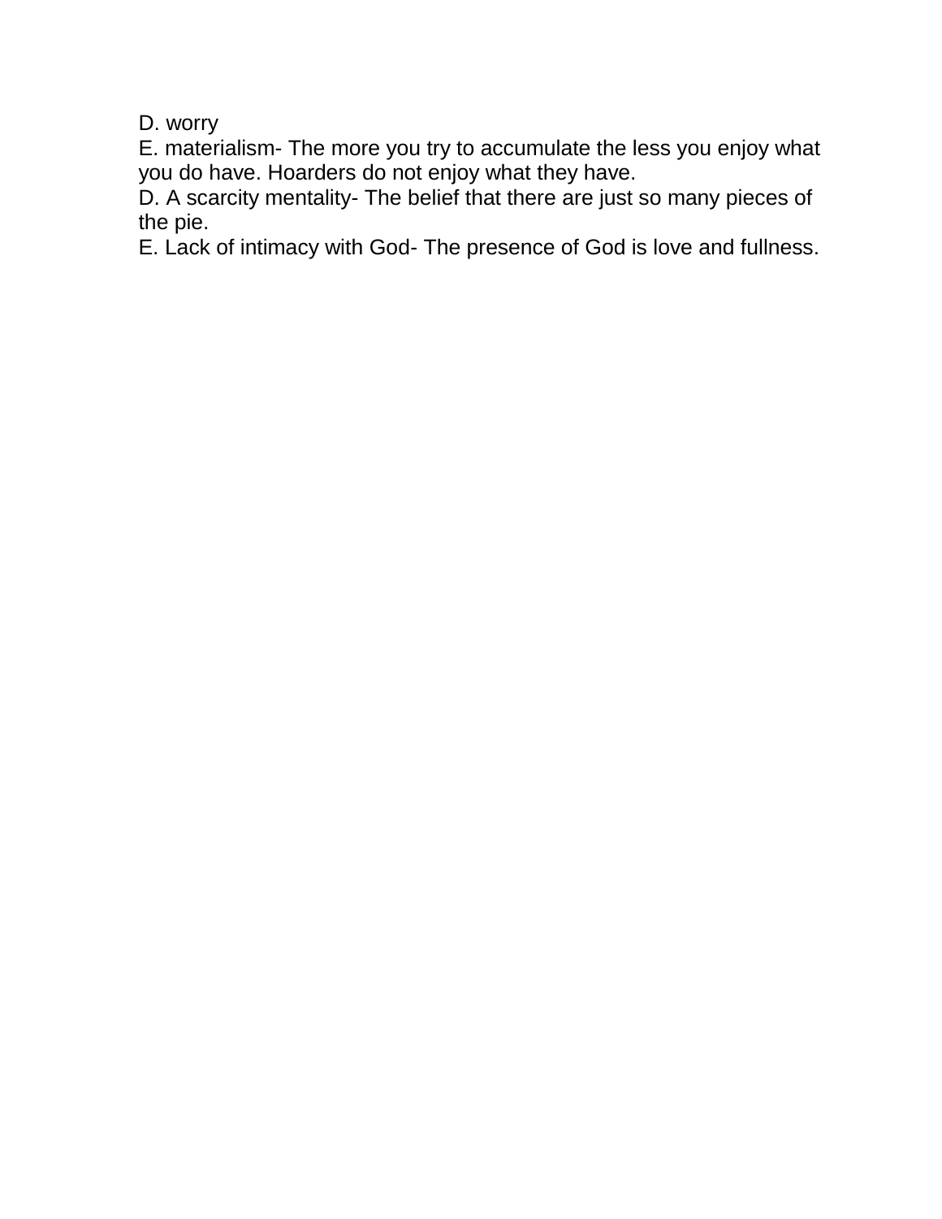D. worry
E. materialism- The more you try to accumulate the less you enjoy what you do have. Hoarders do not enjoy what they have.
D. A scarcity mentality- The belief that there are just so many pieces of the pie.
E. Lack of intimacy with God- The presence of God is love and fullness.